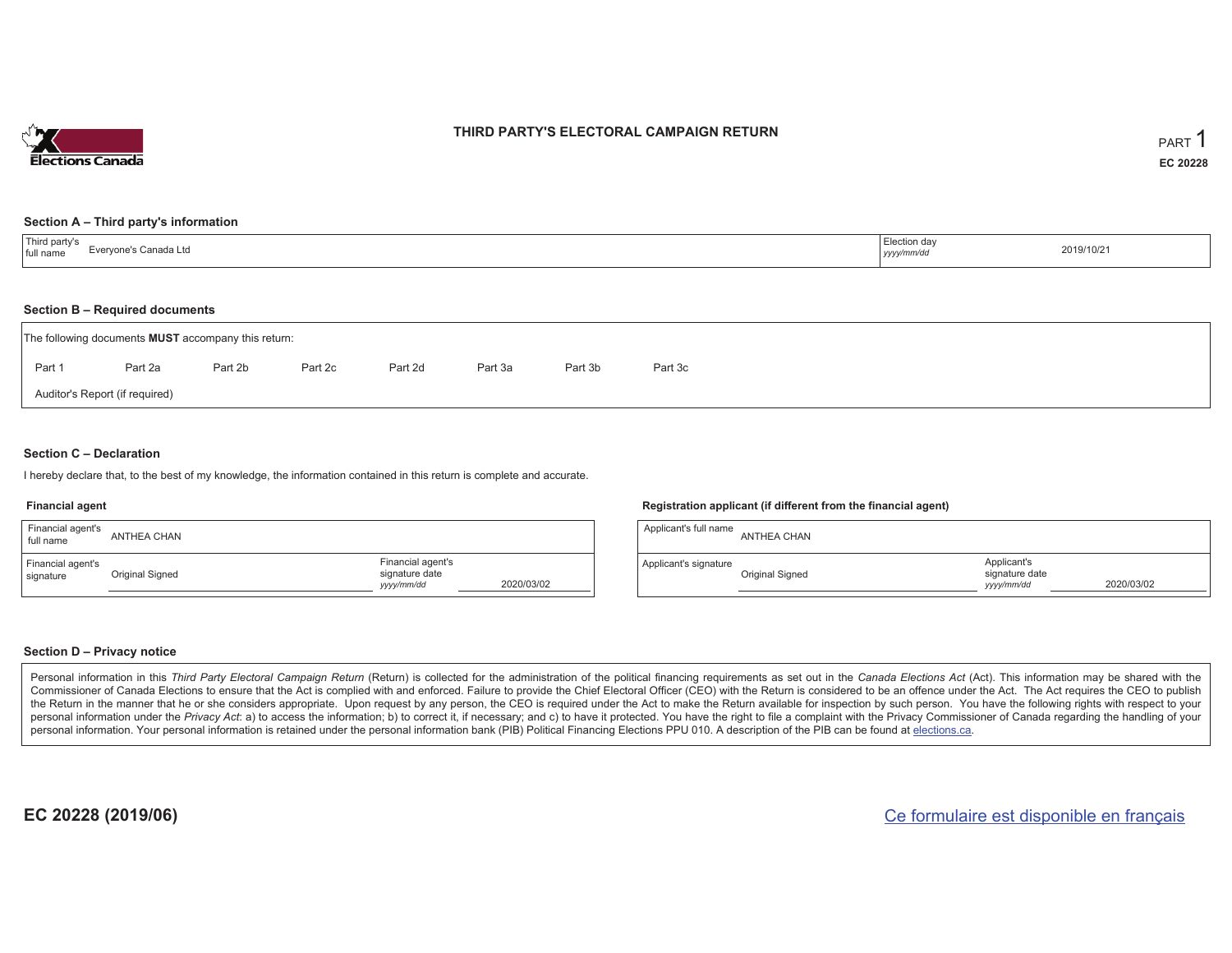# THIRD PARTY'S ELECTORAL CAMPAIGN RETURN

PART 1

**EC 20228**

## Section A – Third party's information

| Third party's full name | Everyone's Canada Ltd | Election day *yyyy/mm/dd* | 2019/10/21 |
|---|---|---|---|

## Section B – Required documents

The following documents **MUST** accompany this return:

Part 1 | Part 2a | Part 2b | Part 2c | Part 2d | Part 3a | Part 3b | Part 3c

Auditor's Report (if required)

## Section C – Declaration

I hereby declare that, to the best of my knowledge, the information contained in this return is complete and accurate.

### Financial agent

| Financial agent's full name | ANTHEA CHAN | | |
|---|---|---|---|
| Financial agent's signature | Original Signed | Financial agent's signature date *yyyy/mm/dd* | 2020/03/02 |

### Registration applicant (if different from the financial agent)

| Applicant's full name | ANTHEA CHAN | | |
|---|---|---|---|
| Applicant's signature | Original Signed | Applicant's signature date *yyyy/mm/dd* | 2020/03/02 |

## Section D – Privacy notice

Personal information in this *Third Party Electoral Campaign Return* (Return) is collected for the administration of the political financing requirements as set out in the *Canada Elections Act* (Act). This information may be shared with the Commissioner of Canada Elections to ensure that the Act is complied with and enforced. Failure to provide the Chief Electoral Officer (CEO) with the Return is considered to be an offence under the Act. The Act requires the CEO to publish the Return in the manner that he or she considers appropriate. Upon request by any person, the CEO is required under the Act to make the Return available for inspection by such person. You have the following rights with respect to your personal information under the *Privacy Act*: a) to access the information; b) to correct it, if necessary; and c) to have it protected. You have the right to file a complaint with the Privacy Commissioner of Canada regarding the handling of your personal information. Your personal information is retained under the personal information bank (PIB) Political Financing Elections PPU 010. A description of the PIB can be found at elections.ca.

**EC 20228 (2019/06)**

Ce formulaire est disponible en français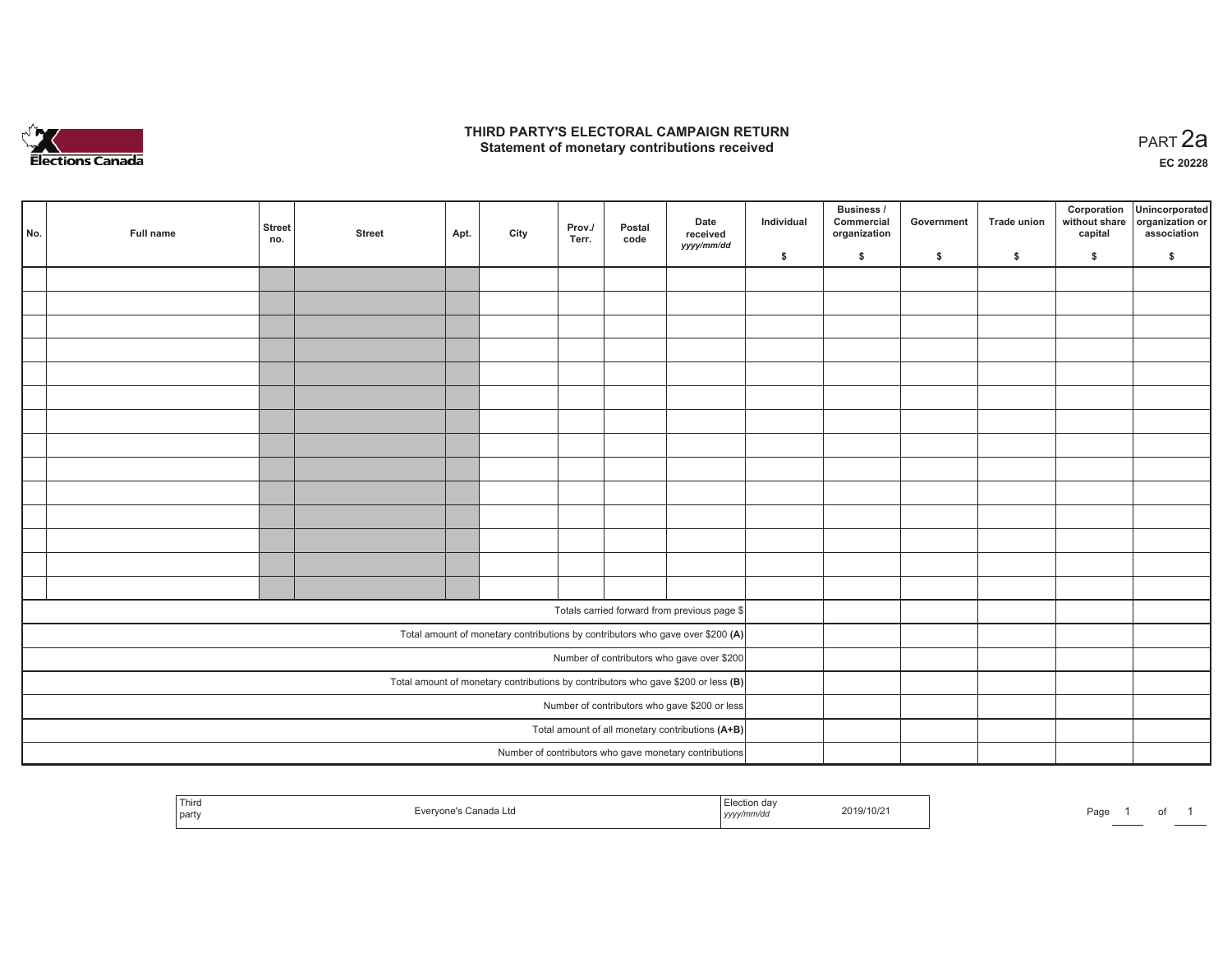# THIRD PARTY'S ELECTORAL CAMPAIGN RETURN
## Statement of monetary contributions received

PART 2a

EC 20228

| No. | Full name | Street no. | Street | Apt. | City | Prov./ Terr. | Postal code | Date received yyyy/mm/dd | Individual $ | Business / Commercial organization $ | Government $ | Trade union $ | Corporation without share capital $ | Unincorporated organization or association $ |
|---|---|---|---|---|---|---|---|---|---|---|---|---|---|---|
| | | | | | | | | | | | | | | |
| | | | | | | | | | | | | | | |
| | | | | | | | | | | | | | | |
| | | | | | | | | | | | | | | |
| | | | | | | | | | | | | | | |
| | | | | | | | | | | | | | | |
| | | | | | | | | | | | | | | |
| | | | | | | | | | | | | | | |
| | | | | | | | | | | | | | | |
| | | | | | | | | | | | | | | |
| | | | | | | | | | | | | | | |
| | | | | | | | | | | | | | | |
| | | | | | | | | | | | | | | |
| | | | | | | | | | | | | | | |
| Totals carried forward from previous page $ | | | | | | | | | | | | | | |
| Total amount of monetary contributions by contributors who gave over $200 **(A)** | | | | | | | | | | | | | | |
| Number of contributors who gave over $200 | | | | | | | | | | | | | | |
| Total amount of monetary contributions by contributors who gave $200 or less **(B)** | | | | | | | | | | | | | | |
| Number of contributors who gave $200 or less | | | | | | | | | | | | | | |
| Total amount of all monetary contributions **(A+B)** | | | | | | | | | | | | | | |
| Number of contributors who gave monetary contributions | | | | | | | | | | | | | | |

| Third party | Everyone's Canada Ltd | Election day yyyy/mm/dd | 2019/10/21 |
|---|---|---|---|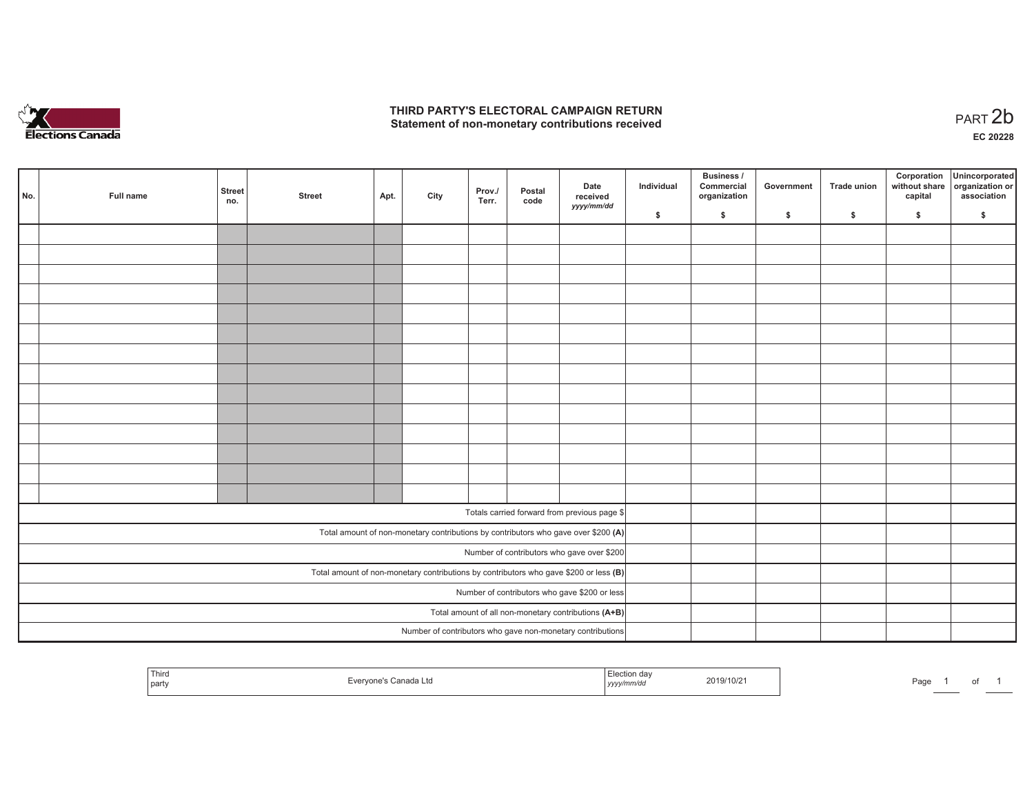# THIRD PARTY'S ELECTORAL CAMPAIGN RETURN
## Statement of non-monetary contributions received

PART 2b

EC 20228

| No. | Full name | Street no. | Street | Apt. | City | Prov./ Terr. | Postal code | Date received yyyy/mm/dd | Individual $ | Business / Commercial organization $ | Government $ | Trade union $ | Corporation without share capital $ | Unincorporated organization or association $ |
|---|---|---|---|---|---|---|---|---|---|---|---|---|---|---|
| | | | | | | | | | | | | | | |
| | | | | | | | | | | | | | | |
| | | | | | | | | | | | | | | |
| | | | | | | | | | | | | | | |
| | | | | | | | | | | | | | | |
| | | | | | | | | | | | | | | |
| | | | | | | | | | | | | | | |
| | | | | | | | | | | | | | | |
| | | | | | | | | | | | | | | |
| | | | | | | | | | | | | | | |
| | | | | | | | | | | | | | | |
| | | | | | | | | | | | | | | |
| | | | | | | | | | | | | | | |
| | | | | | | | | | | | | | | |
| Totals carried forward from previous page $ | | | | | | | | | | | | | | |
| Total amount of non-monetary contributions by contributors who gave over $200 **(A)** | | | | | | | | | | | | | | |
| Number of contributors who gave over $200 | | | | | | | | | | | | | | |
| Total amount of non-monetary contributions by contributors who gave $200 or less **(B)** | | | | | | | | | | | | | | |
| Number of contributors who gave $200 or less | | | | | | | | | | | | | | |
| Total amount of all non-monetary contributions **(A+B)** | | | | | | | | | | | | | | |
| Number of contributors who gave non-monetary contributions | | | | | | | | | | | | | | |

| Third party | Everyone's Canada Ltd | Election day yyyy/mm/dd | 2019/10/21 |
|---|---|---|---|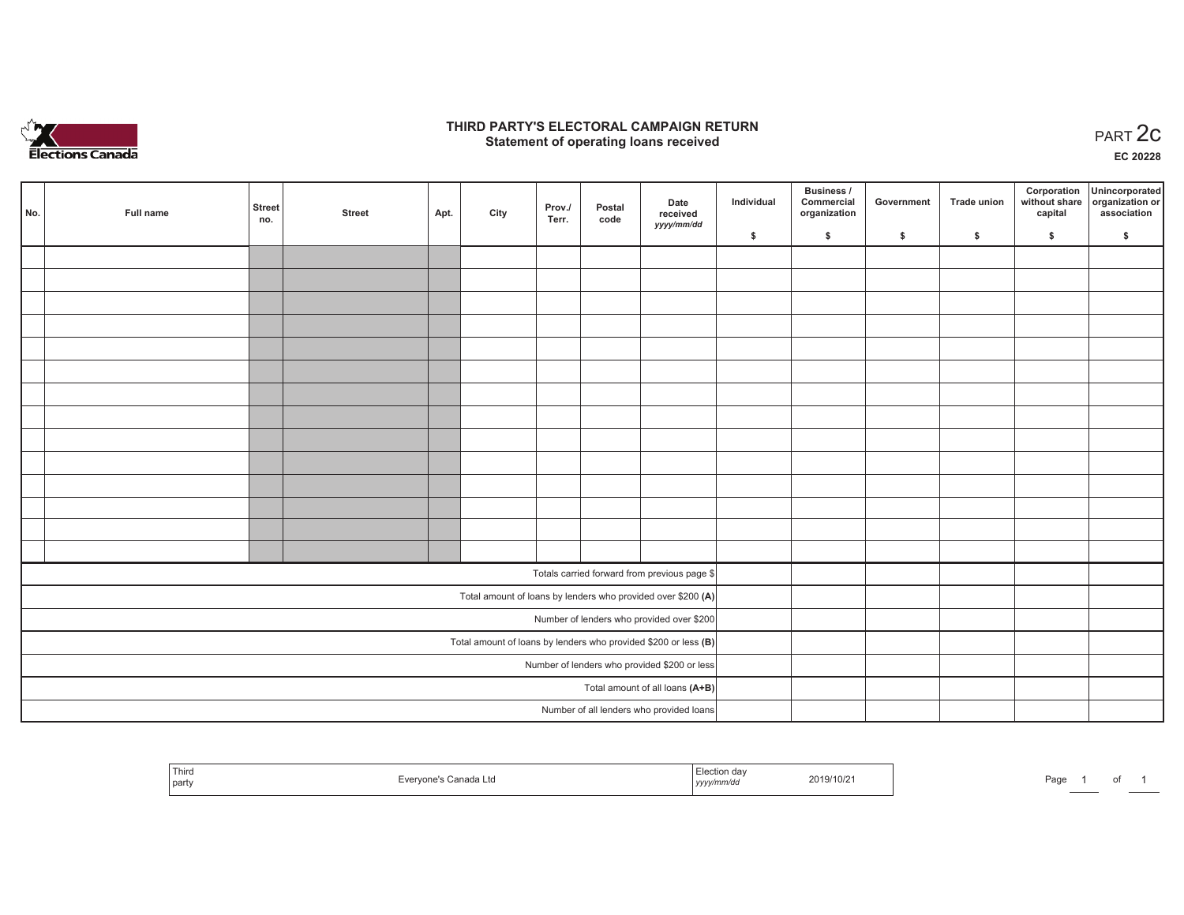# THIRD PARTY'S ELECTORAL CAMPAIGN RETURN
## Statement of operating loans received

PART 2c

EC 20228

| No. | Full name | Street no. | Street | Apt. | City | Prov./ Terr. | Postal code | Date received yyyy/mm/dd | Individual $ | Business / Commercial organization $ | Government $ | Trade union $ | Corporation without share capital $ | Unincorporated organization or association $ |
|---|---|---|---|---|---|---|---|---|---|---|---|---|---|---|
| | | | | | | | | | | | | | | |
| | | | | | | | | | | | | | | |
| | | | | | | | | | | | | | | |
| | | | | | | | | | | | | | | |
| | | | | | | | | | | | | | | |
| | | | | | | | | | | | | | | |
| | | | | | | | | | | | | | | |
| | | | | | | | | | | | | | | |
| | | | | | | | | | | | | | | |
| | | | | | | | | | | | | | | |
| | | | | | | | | | | | | | | |
| | | | | | | | | | | | | | | |
| | | | | | | | | | | | | | | |
| | | | | | | | | | | | | | | |
| Totals carried forward from previous page $ | | | | | | | | | | | | | | |
| Total amount of loans by lenders who provided over $200 **(A)** | | | | | | | | | | | | | | |
| Number of lenders who provided over $200 | | | | | | | | | | | | | | |
| Total amount of loans by lenders who provided $200 or less **(B)** | | | | | | | | | | | | | | |
| Number of lenders who provided $200 or less | | | | | | | | | | | | | | |
| Total amount of all loans **(A+B)** | | | | | | | | | | | | | | |
| Number of all lenders who provided loans | | | | | | | | | | | | | | |

| Third party | Everyone's Canada Ltd | Election day yyyy/mm/dd | 2019/10/21 |
|---|---|---|---|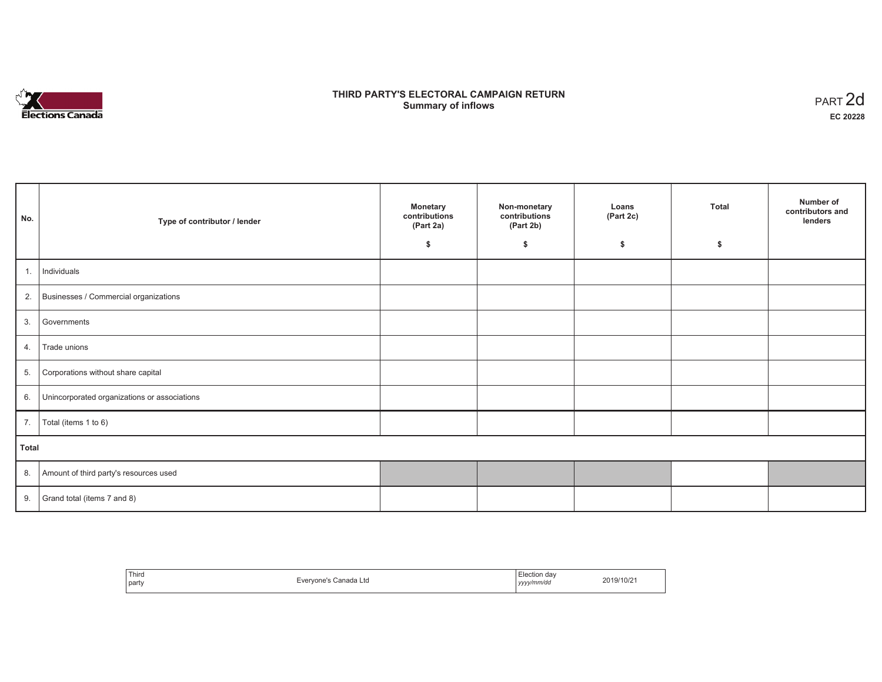# THIRD PARTY'S ELECTORAL CAMPAIGN RETURN
## Summary of inflows

PART 2d

**EC 20228**

| No. | Type of contributor / lender | Monetary contributions (Part 2a) $ | Non-monetary contributions (Part 2b) $ | Loans (Part 2c) $ | Total $ | Number of contributors and lenders |
|---|---|---|---|---|---|---|
| 1. | Individuals | | | | | |
| 2. | Businesses / Commercial organizations | | | | | |
| 3. | Governments | | | | | |
| 4. | Trade unions | | | | | |
| 5. | Corporations without share capital | | | | | |
| 6. | Unincorporated organizations or associations | | | | | |
| 7. | Total (items 1 to 6) | | | | | |
| **Total** | | | | | | |
| 8. | Amount of third party's resources used | | | | | |
| 9. | Grand total (items 7 and 8) | | | | | |

| Third party | Everyone's Canada Ltd | Election day *yyyy/mm/dd* | 2019/10/21 |
|---|---|---|---|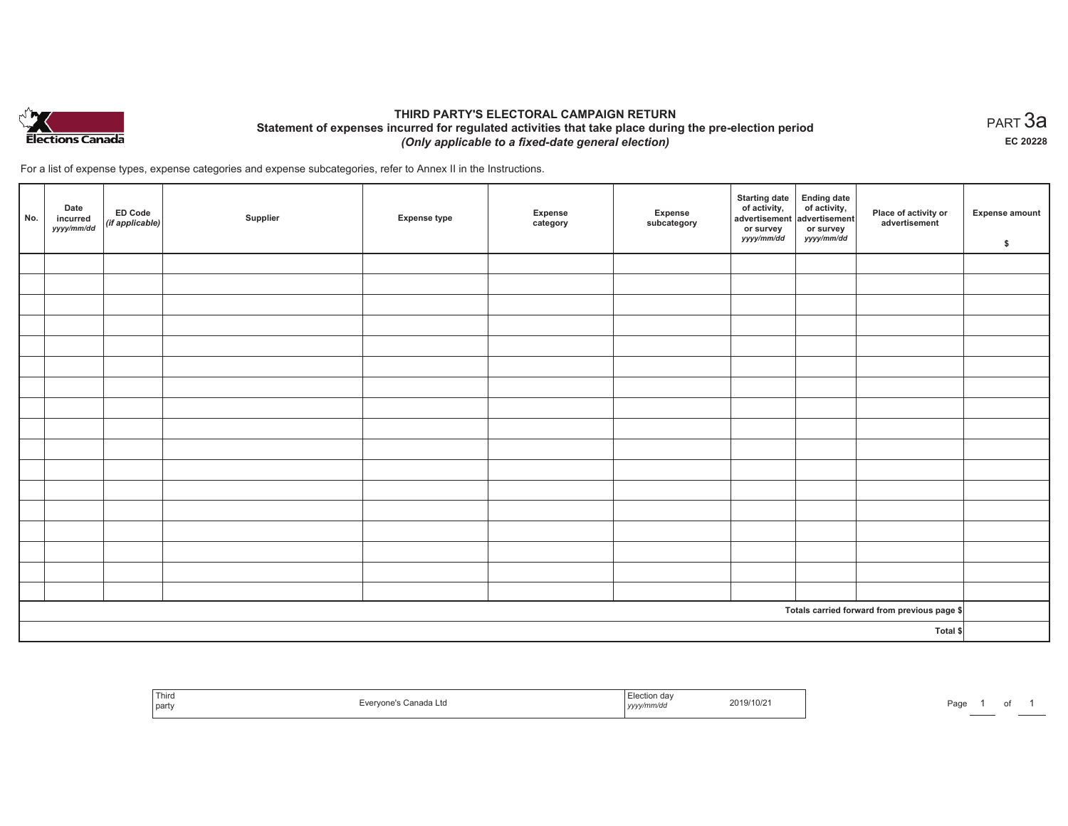Elections Canada

# THIRD PARTY'S ELECTORAL CAMPAIGN RETURN

## Statement of expenses incurred for regulated activities that take place during the pre-election period

*(Only applicable to a fixed-date general election)*

PART 3a

**EC 20228**

For a list of expense types, expense categories and expense subcategories, refer to Annex II in the Instructions.

| No. | Date incurred *yyyy/mm/dd* | ED Code *(if applicable)* | Supplier | Expense type | Expense category | Expense subcategory | Starting date of activity, advertisement or survey *yyyy/mm/dd* | Ending date of activity, advertisement or survey *yyyy/mm/dd* | Place of activity or advertisement | Expense amount $ |
|---|---|---|---|---|---|---|---|---|---|---|
| | | | | | | | | | | |
| | | | | | | | | | | |
| | | | | | | | | | | |
| | | | | | | | | | | |
| | | | | | | | | | | |
| | | | | | | | | | | |
| | | | | | | | | | | |
| | | | | | | | | | | |
| | | | | | | | | | | |
| | | | | | | | | | | |
| | | | | | | | | | | |
| | | | | | | | | | | |
| | | | | | | | | | | |
| | | | | | | | | | | |
| | | | | | | | | | | |
| | | | | | | | | | | |
| | | | | | | | | | | |
| | | | | | | | | | Totals carried forward from previous page $ | |
| | | | | | | | | | Total $ | |

| Third party | Everyone's Canada Ltd | Election day *yyyy/mm/dd* | 2019/10/21 |
|---|---|---|---|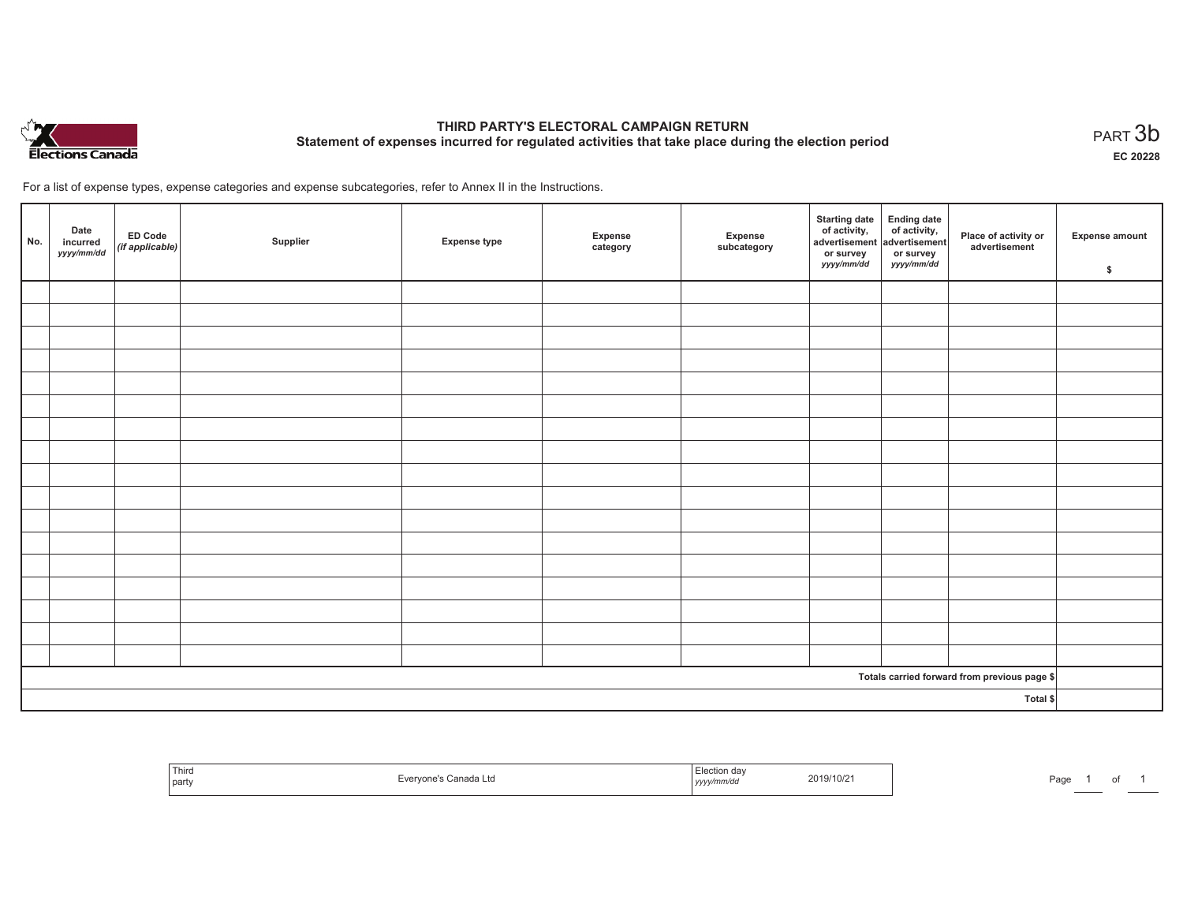# THIRD PARTY'S ELECTORAL CAMPAIGN RETURN

## Statement of expenses incurred for regulated activities that take place during the election period

PART 3b

EC 20228

For a list of expense types, expense categories and expense subcategories, refer to Annex II in the Instructions.

| No. | Date incurred *yyyy/mm/dd* | ED Code *(if applicable)* | Supplier | Expense type | Expense category | Expense subcategory | Starting date of activity, advertisement or survey *yyyy/mm/dd* | Ending date of activity, advertisement or survey *yyyy/mm/dd* | Place of activity or advertisement | Expense amount $ |
|---|---|---|---|---|---|---|---|---|---|---|
| | | | | | | | | | | |
| | | | | | | | | | | |
| | | | | | | | | | | |
| | | | | | | | | | | |
| | | | | | | | | | | |
| | | | | | | | | | | |
| | | | | | | | | | | |
| | | | | | | | | | | |
| | | | | | | | | | | |
| | | | | | | | | | | |
| | | | | | | | | | | |
| | | | | | | | | | | |
| | | | | | | | | | | |
| | | | | | | | | | | |
| | | | | | | | | | | |
| | | | | | | | | | | |
| | | | | | | | | | | |
| | | | | | | | | | Totals carried forward from previous page $ | |
| | | | | | | | | | Total $ | |

| Third party | Everyone's Canada Ltd | Election day *yyyy/mm/dd* | 2019/10/21 |
|---|---|---|---|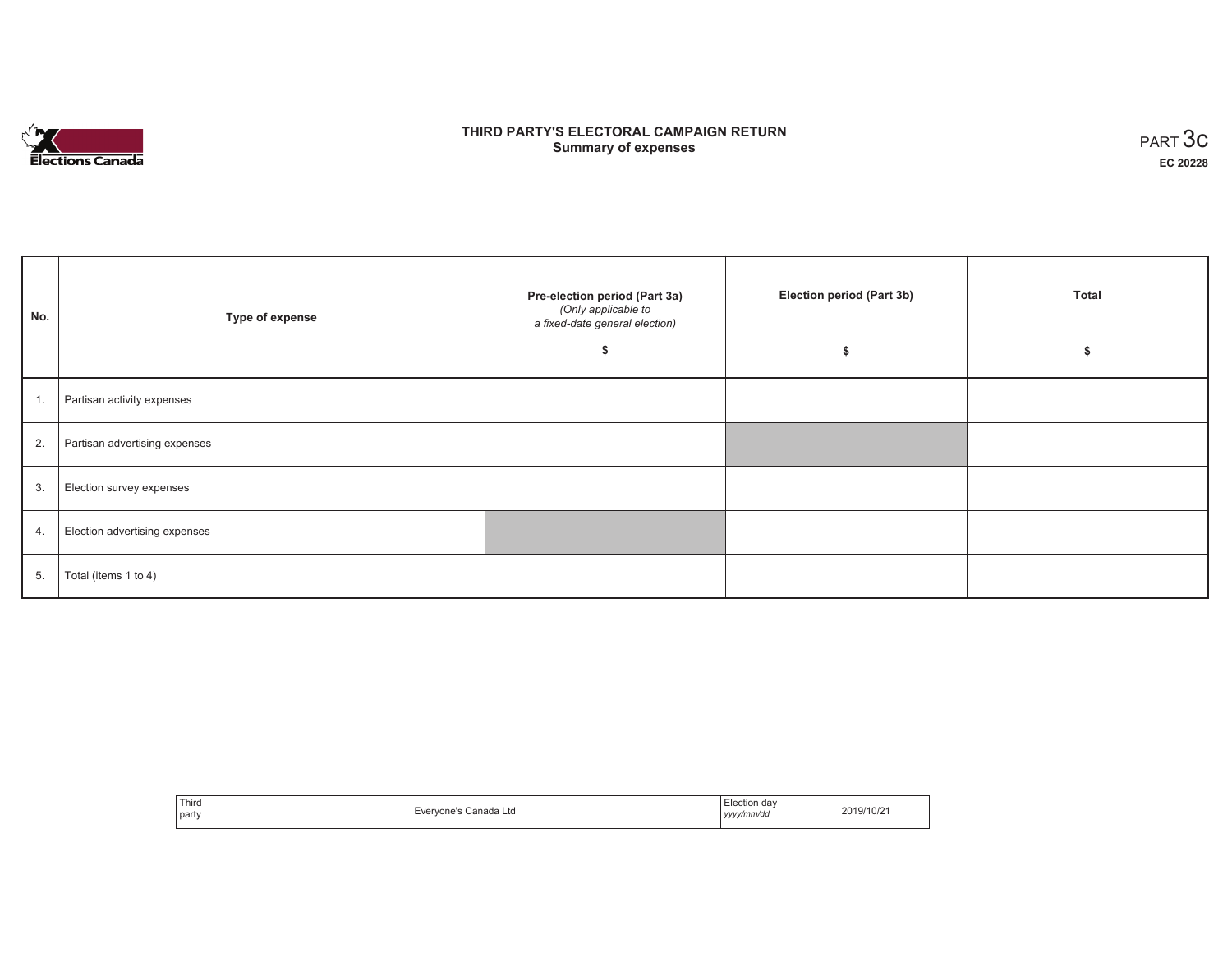Elections Canada

# THIRD PARTY'S ELECTORAL CAMPAIGN RETURN
## Summary of expenses

PART 3c
**EC 20228**

| No. | Type of expense | Pre-election period (Part 3a) *(Only applicable to a fixed-date general election)* $ | Election period (Part 3b) $ | Total $ |
|---|---|---|---|---|
| 1. | Partisan activity expenses | | | |
| 2. | Partisan advertising expenses | | | |
| 3. | Election survey expenses | | | |
| 4. | Election advertising expenses | | | |
| 5. | Total (items 1 to 4) | | | |

| | | | |
|---|---|---|---|
| Third party | Everyone's Canada Ltd | Election day *yyyy/mm/dd* | 2019/10/21 |